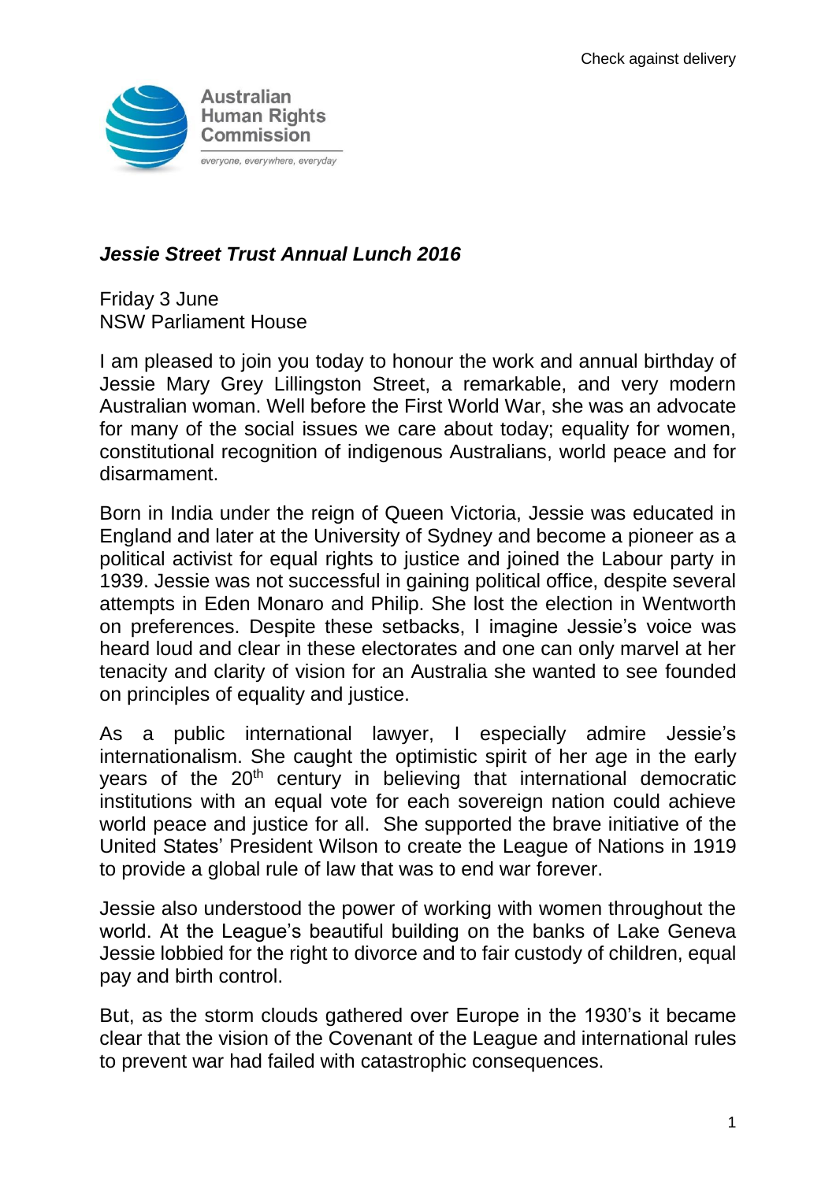Check against delivery

Australian Human Rights Commission

*everyone, everywhere, everyday*

## *Jessie Street Trust Annual Lunch 2016*

Friday 3 June
NSW Parliament House

I am pleased to join you today to honour the work and annual birthday of Jessie Mary Grey Lillingston Street, a remarkable, and very modern Australian woman. Well before the First World War, she was an advocate for many of the social issues we care about today; equality for women, constitutional recognition of indigenous Australians, world peace and for disarmament.

Born in India under the reign of Queen Victoria, Jessie was educated in England and later at the University of Sydney and become a pioneer as a political activist for equal rights to justice and joined the Labour party in 1939. Jessie was not successful in gaining political office, despite several attempts in Eden Monaro and Philip. She lost the election in Wentworth on preferences. Despite these setbacks, I imagine Jessie's voice was heard loud and clear in these electorates and one can only marvel at her tenacity and clarity of vision for an Australia she wanted to see founded on principles of equality and justice.

As a public international lawyer, I especially admire Jessie's internationalism. She caught the optimistic spirit of her age in the early years of the 20th century in believing that international democratic institutions with an equal vote for each sovereign nation could achieve world peace and justice for all. She supported the brave initiative of the United States' President Wilson to create the League of Nations in 1919 to provide a global rule of law that was to end war forever.

Jessie also understood the power of working with women throughout the world. At the League's beautiful building on the banks of Lake Geneva Jessie lobbied for the right to divorce and to fair custody of children, equal pay and birth control.

But, as the storm clouds gathered over Europe in the 1930's it became clear that the vision of the Covenant of the League and international rules to prevent war had failed with catastrophic consequences.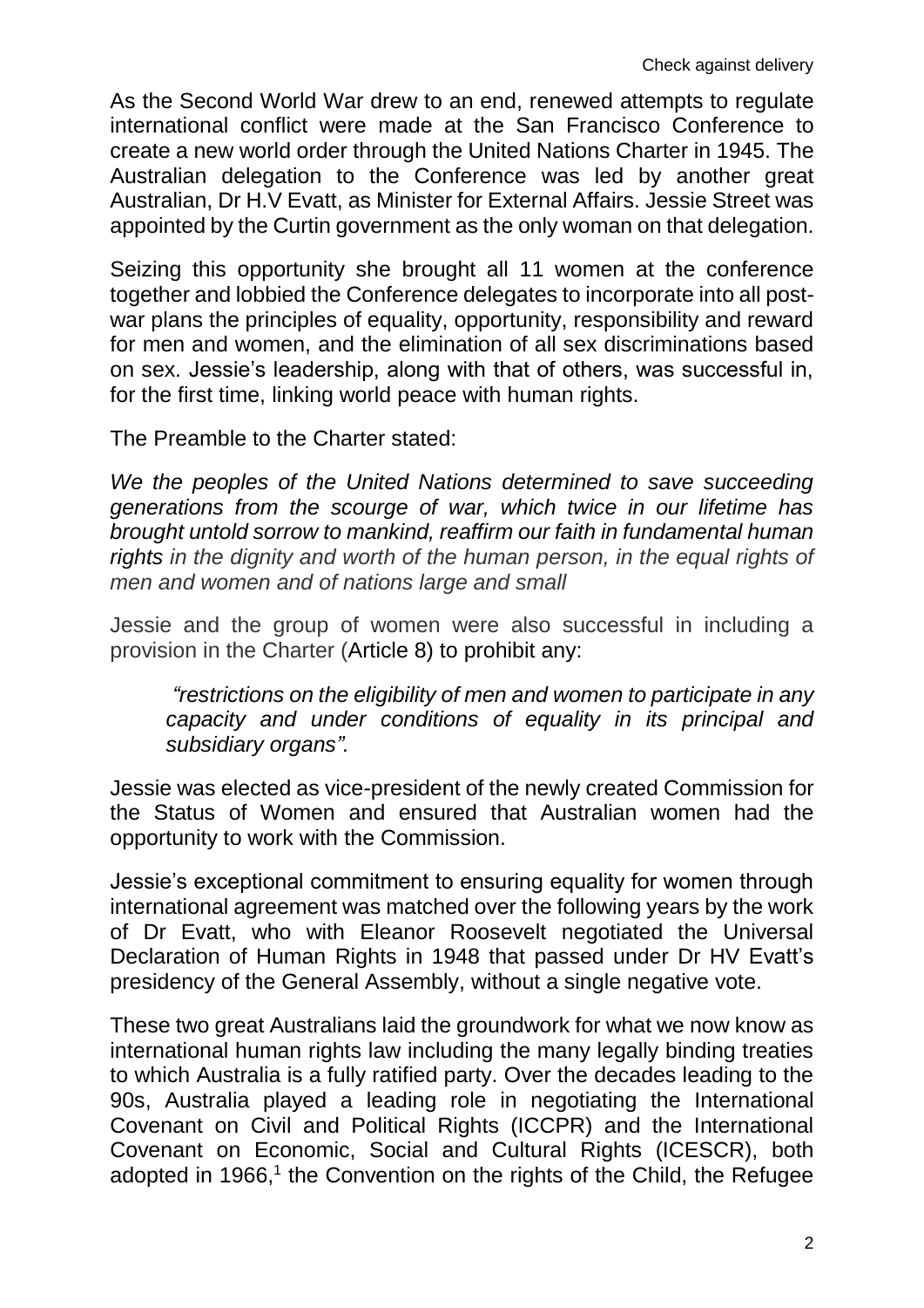As the Second World War drew to an end, renewed attempts to regulate international conflict were made at the San Francisco Conference to create a new world order through the United Nations Charter in 1945. The Australian delegation to the Conference was led by another great Australian, Dr H.V Evatt, as Minister for External Affairs. Jessie Street was appointed by the Curtin government as the only woman on that delegation.

Seizing this opportunity she brought all 11 women at the conference together and lobbied the Conference delegates to incorporate into all post-war plans the principles of equality, opportunity, responsibility and reward for men and women, and the elimination of all sex discriminations based on sex. Jessie's leadership, along with that of others, was successful in, for the first time, linking world peace with human rights.

The Preamble to the Charter stated:

*We the peoples of the United Nations determined to save succeeding generations from the scourge of war, which twice in our lifetime has brought untold sorrow to mankind, reaffirm our faith in fundamental human rights in the dignity and worth of the human person, in the equal rights of men and women and of nations large and small*

Jessie and the group of women were also successful in including a provision in the Charter (Article 8) to prohibit any:

> *"restrictions on the eligibility of men and women to participate in any capacity and under conditions of equality in its principal and subsidiary organs".*

Jessie was elected as vice-president of the newly created Commission for the Status of Women and ensured that Australian women had the opportunity to work with the Commission.

Jessie's exceptional commitment to ensuring equality for women through international agreement was matched over the following years by the work of Dr Evatt, who with Eleanor Roosevelt negotiated the Universal Declaration of Human Rights in 1948 that passed under Dr HV Evatt's presidency of the General Assembly, without a single negative vote.

These two great Australians laid the groundwork for what we now know as international human rights law including the many legally binding treaties to which Australia is a fully ratified party. Over the decades leading to the 90s, Australia played a leading role in negotiating the International Covenant on Civil and Political Rights (ICCPR) and the International Covenant on Economic, Social and Cultural Rights (ICESCR), both adopted in 1966,[1] the Convention on the rights of the Child, the Refugee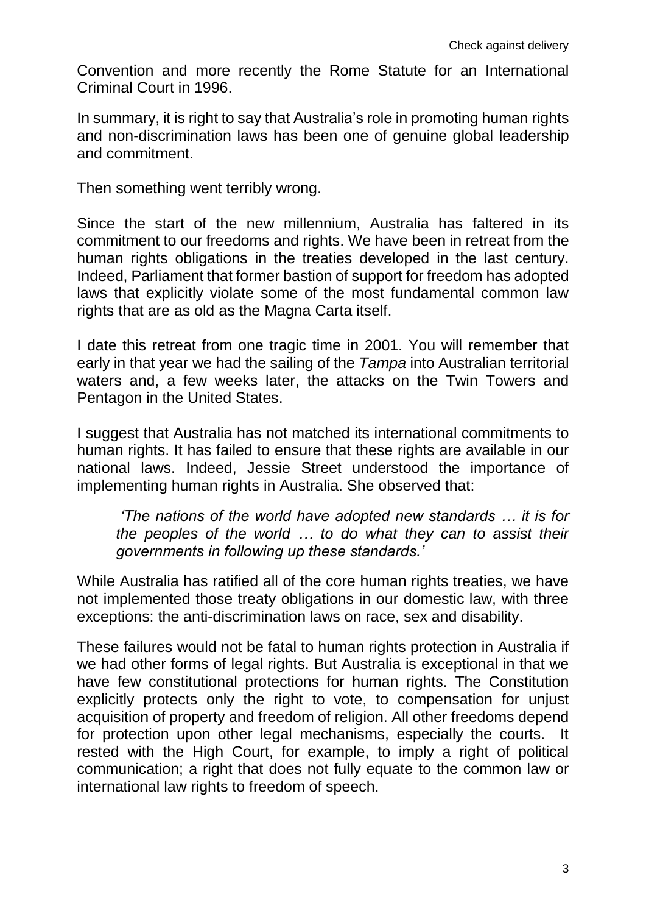Convention and more recently the Rome Statute for an International Criminal Court in 1996.

In summary, it is right to say that Australia's role in promoting human rights and non-discrimination laws has been one of genuine global leadership and commitment.

Then something went terribly wrong.

Since the start of the new millennium, Australia has faltered in its commitment to our freedoms and rights. We have been in retreat from the human rights obligations in the treaties developed in the last century. Indeed, Parliament that former bastion of support for freedom has adopted laws that explicitly violate some of the most fundamental common law rights that are as old as the Magna Carta itself.

I date this retreat from one tragic time in 2001. You will remember that early in that year we had the sailing of the *Tampa* into Australian territorial waters and, a few weeks later, the attacks on the Twin Towers and Pentagon in the United States.

I suggest that Australia has not matched its international commitments to human rights. It has failed to ensure that these rights are available in our national laws. Indeed, Jessie Street understood the importance of implementing human rights in Australia. She observed that:

> *'The nations of the world have adopted new standards … it is for the peoples of the world … to do what they can to assist their governments in following up these standards.'*

While Australia has ratified all of the core human rights treaties, we have not implemented those treaty obligations in our domestic law, with three exceptions: the anti-discrimination laws on race, sex and disability.

These failures would not be fatal to human rights protection in Australia if we had other forms of legal rights. But Australia is exceptional in that we have few constitutional protections for human rights. The Constitution explicitly protects only the right to vote, to compensation for unjust acquisition of property and freedom of religion. All other freedoms depend for protection upon other legal mechanisms, especially the courts. It rested with the High Court, for example, to imply a right of political communication; a right that does not fully equate to the common law or international law rights to freedom of speech.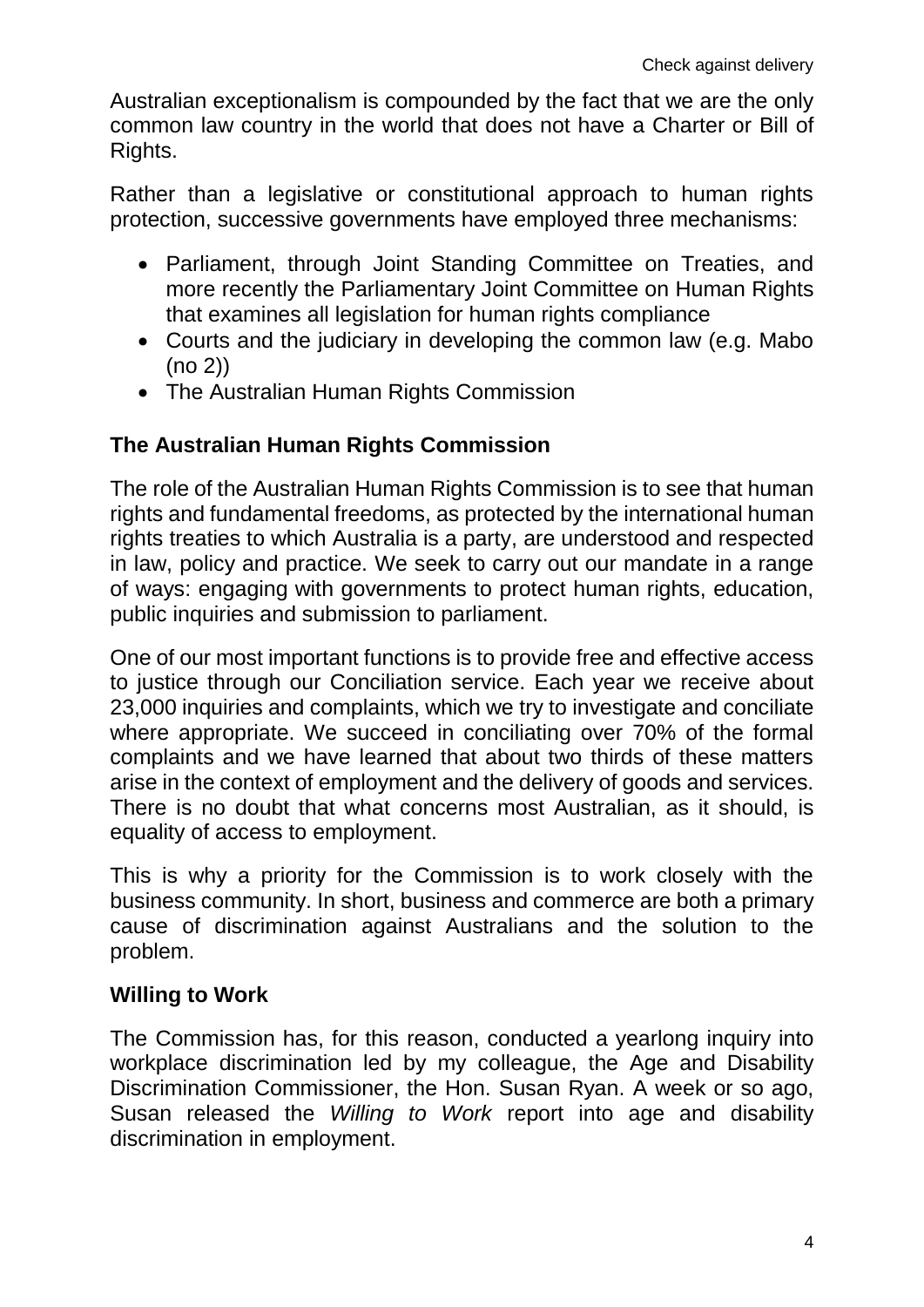Australian exceptionalism is compounded by the fact that we are the only common law country in the world that does not have a Charter or Bill of Rights.

Rather than a legislative or constitutional approach to human rights protection, successive governments have employed three mechanisms:

- Parliament, through Joint Standing Committee on Treaties, and more recently the Parliamentary Joint Committee on Human Rights that examines all legislation for human rights compliance
- Courts and the judiciary in developing the common law (e.g. Mabo (no 2))
- The Australian Human Rights Commission

## The Australian Human Rights Commission

The role of the Australian Human Rights Commission is to see that human rights and fundamental freedoms, as protected by the international human rights treaties to which Australia is a party, are understood and respected in law, policy and practice. We seek to carry out our mandate in a range of ways: engaging with governments to protect human rights, education, public inquiries and submission to parliament.

One of our most important functions is to provide free and effective access to justice through our Conciliation service. Each year we receive about 23,000 inquiries and complaints, which we try to investigate and conciliate where appropriate. We succeed in conciliating over 70% of the formal complaints and we have learned that about two thirds of these matters arise in the context of employment and the delivery of goods and services. There is no doubt that what concerns most Australian, as it should, is equality of access to employment.

This is why a priority for the Commission is to work closely with the business community. In short, business and commerce are both a primary cause of discrimination against Australians and the solution to the problem.

## Willing to Work

The Commission has, for this reason, conducted a yearlong inquiry into workplace discrimination led by my colleague, the Age and Disability Discrimination Commissioner, the Hon. Susan Ryan. A week or so ago, Susan released the *Willing to Work* report into age and disability discrimination in employment.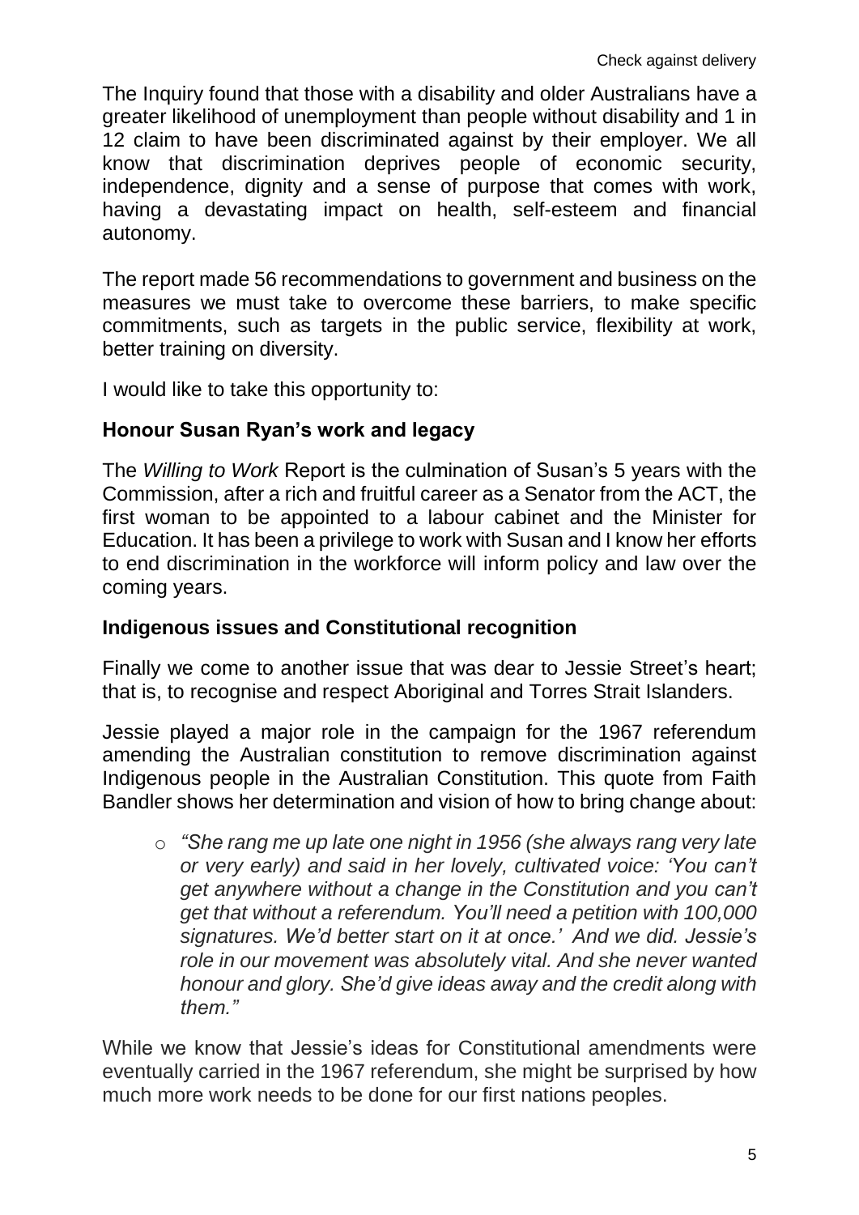The Inquiry found that those with a disability and older Australians have a greater likelihood of unemployment than people without disability and 1 in 12 claim to have been discriminated against by their employer. We all know that discrimination deprives people of economic security, independence, dignity and a sense of purpose that comes with work, having a devastating impact on health, self-esteem and financial autonomy.

The report made 56 recommendations to government and business on the measures we must take to overcome these barriers, to make specific commitments, such as targets in the public service, flexibility at work, better training on diversity.

I would like to take this opportunity to:

**Honour Susan Ryan's work and legacy**

The *Willing to Work* Report is the culmination of Susan's 5 years with the Commission, after a rich and fruitful career as a Senator from the ACT, the first woman to be appointed to a labour cabinet and the Minister for Education. It has been a privilege to work with Susan and I know her efforts to end discrimination in the workforce will inform policy and law over the coming years.

**Indigenous issues and Constitutional recognition**

Finally we come to another issue that was dear to Jessie Street's heart; that is, to recognise and respect Aboriginal and Torres Strait Islanders.

Jessie played a major role in the campaign for the 1967 referendum amending the Australian constitution to remove discrimination against Indigenous people in the Australian Constitution. This quote from Faith Bandler shows her determination and vision of how to bring change about:

- *"She rang me up late one night in 1956 (she always rang very late or very early) and said in her lovely, cultivated voice: 'You can't get anywhere without a change in the Constitution and you can't get that without a referendum. You'll need a petition with 100,000 signatures. We'd better start on it at once.' And we did. Jessie's role in our movement was absolutely vital. And she never wanted honour and glory. She'd give ideas away and the credit along with them."*

While we know that Jessie's ideas for Constitutional amendments were eventually carried in the 1967 referendum, she might be surprised by how much more work needs to be done for our first nations peoples.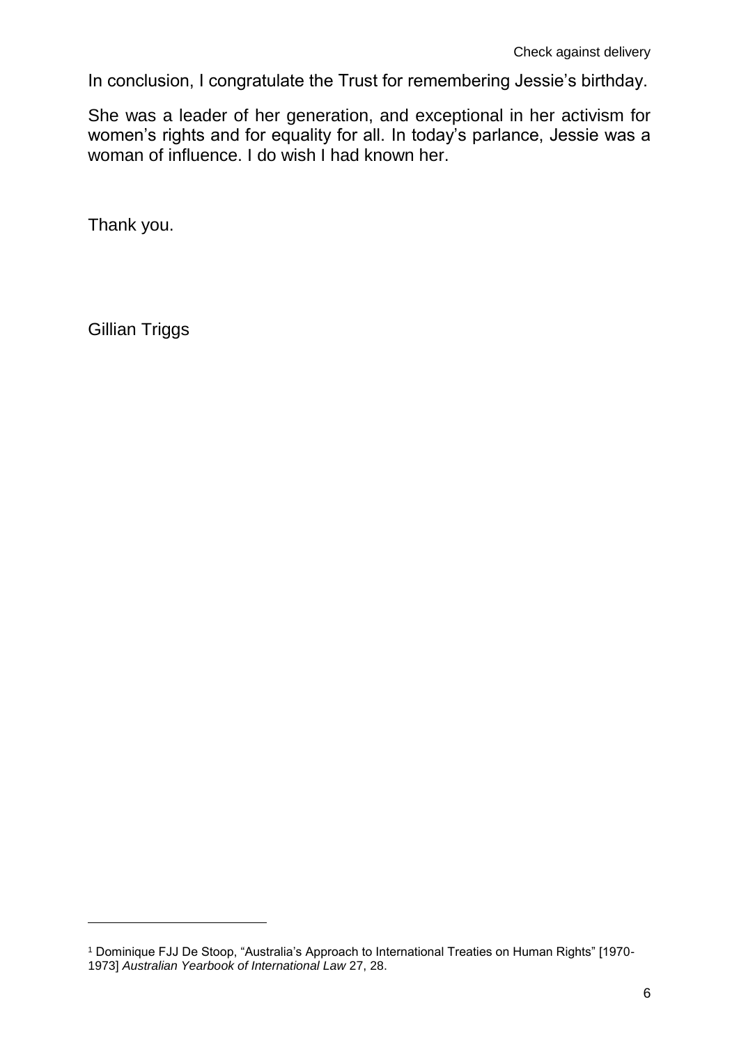In conclusion, I congratulate the Trust for remembering Jessie's birthday.

She was a leader of her generation, and exceptional in her activism for women's rights and for equality for all. In today's parlance, Jessie was a woman of influence. I do wish I had known her.

Thank you.

Gillian Triggs

---

[1] Dominique FJJ De Stoop, "Australia's Approach to International Treaties on Human Rights" [1970-1973] *Australian Yearbook of International Law* 27, 28.